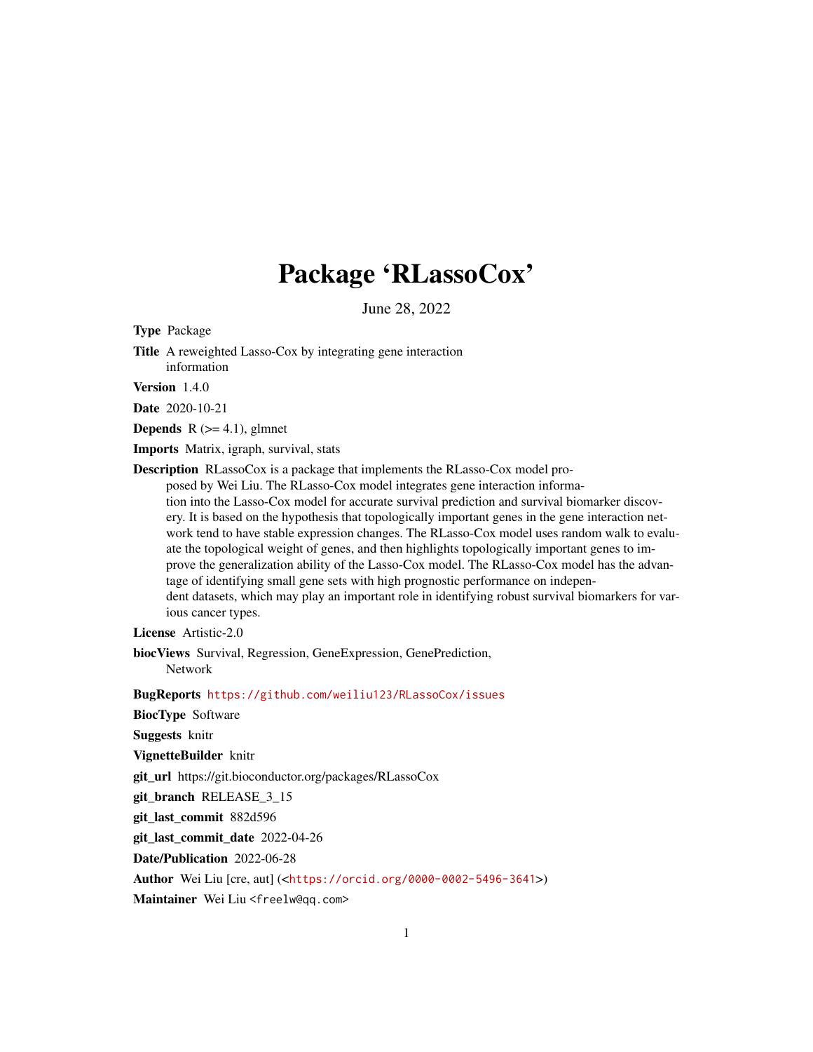# Package 'RLassoCox'

June 28, 2022

**Type** Package

**Title** A reweighted Lasso-Cox by integrating gene interaction information

**Version** 1.4.0

**Date** 2020-10-21

**Depends** R (>= 4.1), glmnet

**Imports** Matrix, igraph, survival, stats

**Description** RLassoCox is a package that implements the RLasso-Cox model proposed by Wei Liu. The RLasso-Cox model integrates gene interaction information into the Lasso-Cox model for accurate survival prediction and survival biomarker discovery. It is based on the hypothesis that topologically important genes in the gene interaction network tend to have stable expression changes. The RLasso-Cox model uses random walk to evaluate the topological weight of genes, and then highlights topologically important genes to improve the generalization ability of the Lasso-Cox model. The RLasso-Cox model has the advantage of identifying small gene sets with high prognostic performance on independent datasets, which may play an important role in identifying robust survival biomarkers for various cancer types.

**License** Artistic-2.0

**biocViews** Survival, Regression, GeneExpression, GenePrediction, Network

**BugReports** https://github.com/weiliu123/RLassoCox/issues

**BiocType** Software

**Suggests** knitr

**VignetteBuilder** knitr

**git_url** https://git.bioconductor.org/packages/RLassoCox

**git_branch** RELEASE_3_15

**git_last_commit** 882d596

**git_last_commit_date** 2022-04-26

**Date/Publication** 2022-06-28

**Author** Wei Liu [cre, aut] (<https://orcid.org/0000-0002-5496-3641>)

**Maintainer** Wei Liu <freelw@qq.com>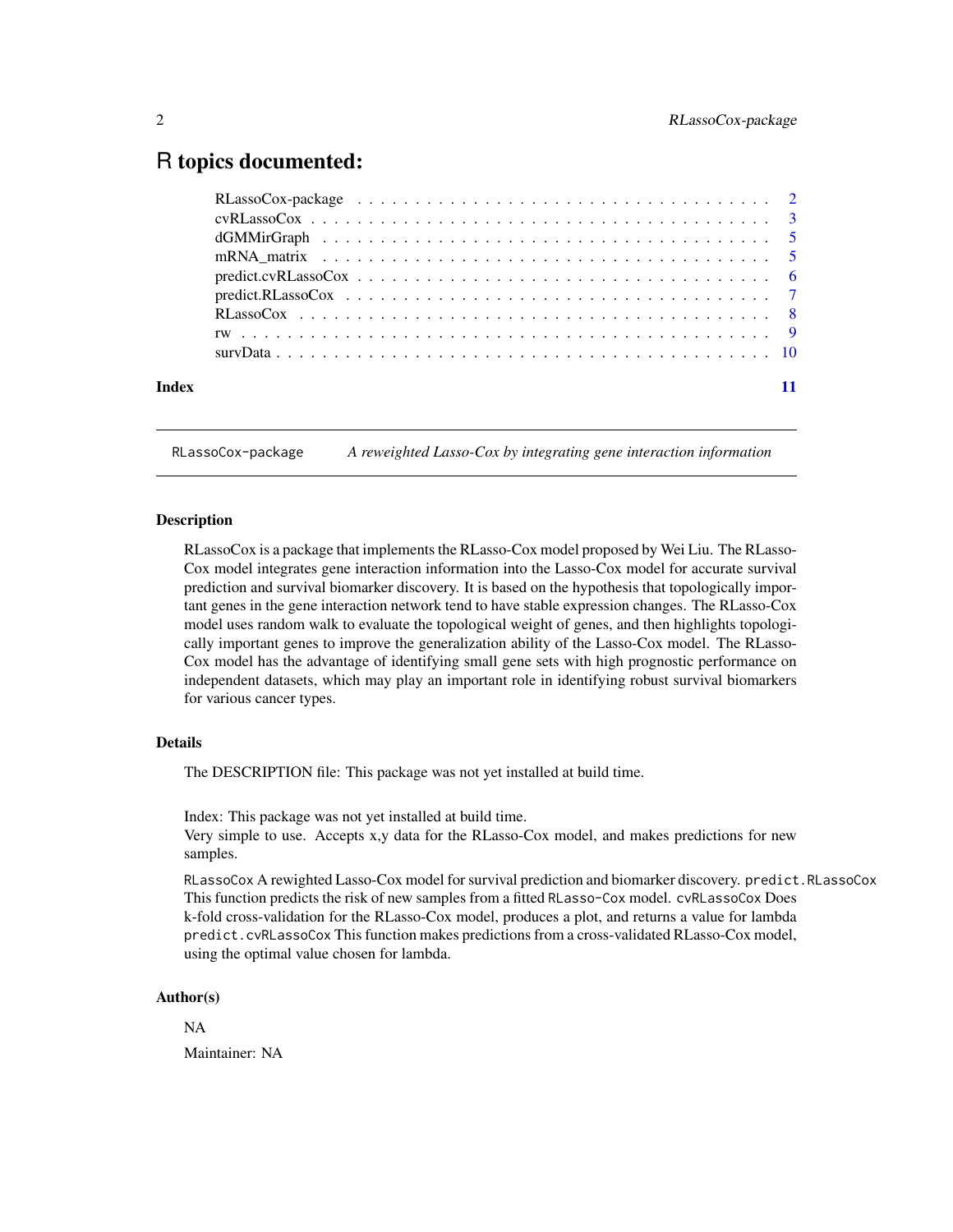# R topics documented:

| | |
|---|---|
| RLassoCox-package | 2 |
| cvRLassoCox | 3 |
| dGMMirGraph | 5 |
| mRNA_matrix | 5 |
| predict.cvRLassoCox | 6 |
| predict.RLassoCox | 7 |
| RLassoCox | 8 |
| rw | 9 |
| survData | 10 |
| **Index** | **11** |

---

RLassoCox-package    *A reweighted Lasso-Cox by integrating gene interaction information*

---

### Description

RLassoCox is a package that implements the RLasso-Cox model proposed by Wei Liu. The RLasso-Cox model integrates gene interaction information into the Lasso-Cox model for accurate survival prediction and survival biomarker discovery. It is based on the hypothesis that topologically important genes in the gene interaction network tend to have stable expression changes. The RLasso-Cox model uses random walk to evaluate the topological weight of genes, and then highlights topologically important genes to improve the generalization ability of the Lasso-Cox model. The RLasso-Cox model has the advantage of identifying small gene sets with high prognostic performance on independent datasets, which may play an important role in identifying robust survival biomarkers for various cancer types.

### Details

The DESCRIPTION file: This package was not yet installed at build time.

Index: This package was not yet installed at build time.
Very simple to use. Accepts x,y data for the RLasso-Cox model, and makes predictions for new samples.

`RLassoCox` A rewighted Lasso-Cox model for survival prediction and biomarker discovery. `predict.RLassoCox` This function predicts the risk of new samples from a fitted `RLasso-Cox` model. `cvRLassoCox` Does k-fold cross-validation for the RLasso-Cox model, produces a plot, and returns a value for lambda `predict.cvRLassoCox` This function makes predictions from a cross-validated RLasso-Cox model, using the optimal value chosen for lambda.

### Author(s)

NA

Maintainer: NA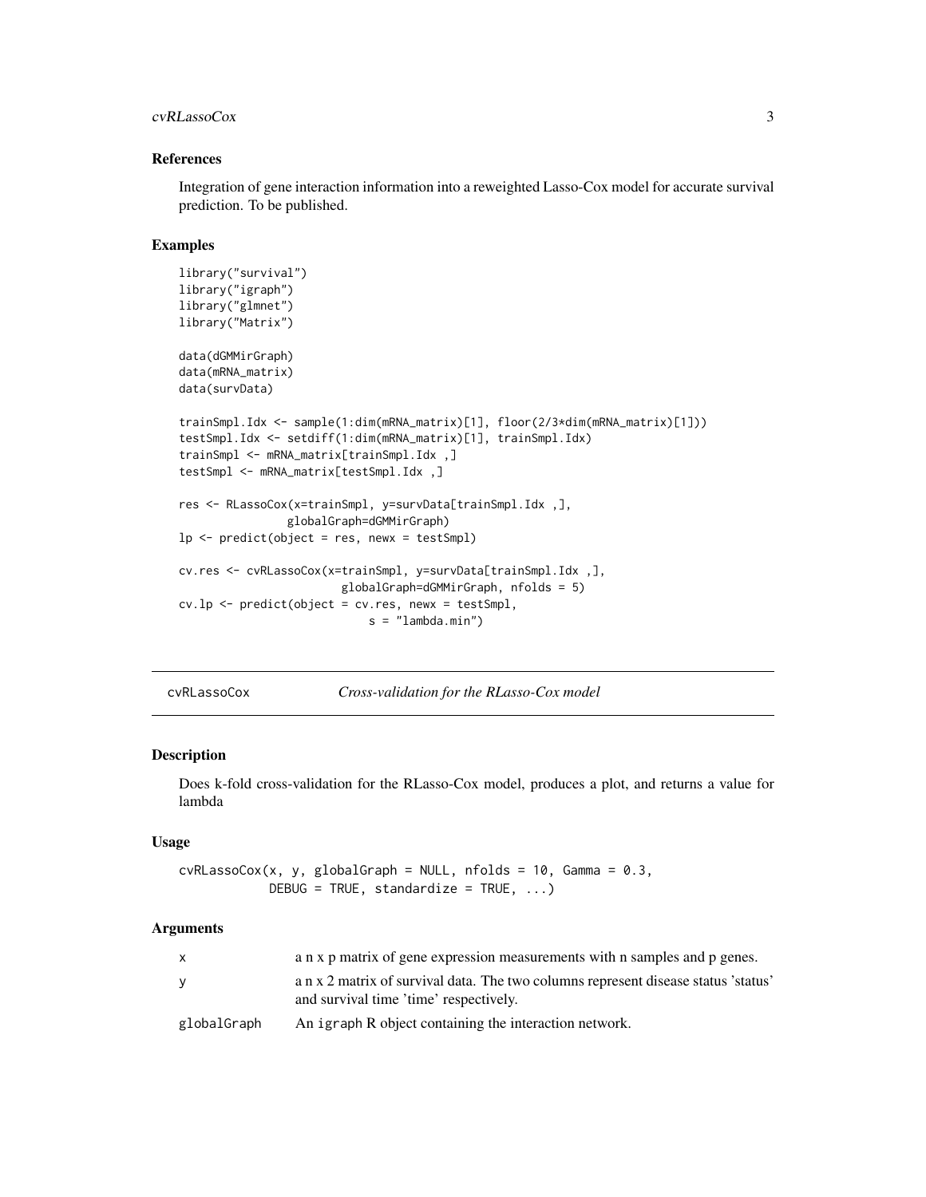## References

Integration of gene interaction information into a reweighted Lasso-Cox model for accurate survival prediction. To be published.

## Examples

```
library("survival")
library("igraph")
library("glmnet")
library("Matrix")

data(dGMMirGraph)
data(mRNA_matrix)
data(survData)

trainSmpl.Idx <- sample(1:dim(mRNA_matrix)[1], floor(2/3*dim(mRNA_matrix)[1]))
testSmpl.Idx <- setdiff(1:dim(mRNA_matrix)[1], trainSmpl.Idx)
trainSmpl <- mRNA_matrix[trainSmpl.Idx ,]
testSmpl <- mRNA_matrix[testSmpl.Idx ,]

res <- RLassoCox(x=trainSmpl, y=survData[trainSmpl.Idx ,],
              globalGraph=dGMMirGraph)
lp <- predict(object = res, newx = testSmpl)

cv.res <- cvRLassoCox(x=trainSmpl, y=survData[trainSmpl.Idx ,],
                      globalGraph=dGMMirGraph, nfolds = 5)
cv.lp <- predict(object = cv.res, newx = testSmpl,
                           s = "lambda.min")
```

---

# cvRLassoCox — *Cross-validation for the RLasso-Cox model*

## Description

Does k-fold cross-validation for the RLasso-Cox model, produces a plot, and returns a value for lambda

## Usage

```
cvRLassoCox(x, y, globalGraph = NULL, nfolds = 10, Gamma = 0.3,
            DEBUG = TRUE, standardize = TRUE, ...)
```

## Arguments

| | |
|---|---|
| `x` | a n x p matrix of gene expression measurements with n samples and p genes. |
| `y` | a n x 2 matrix of survival data. The two columns represent disease status 'status' and survival time 'time' respectively. |
| `globalGraph` | An `igraph` R object containing the interaction network. |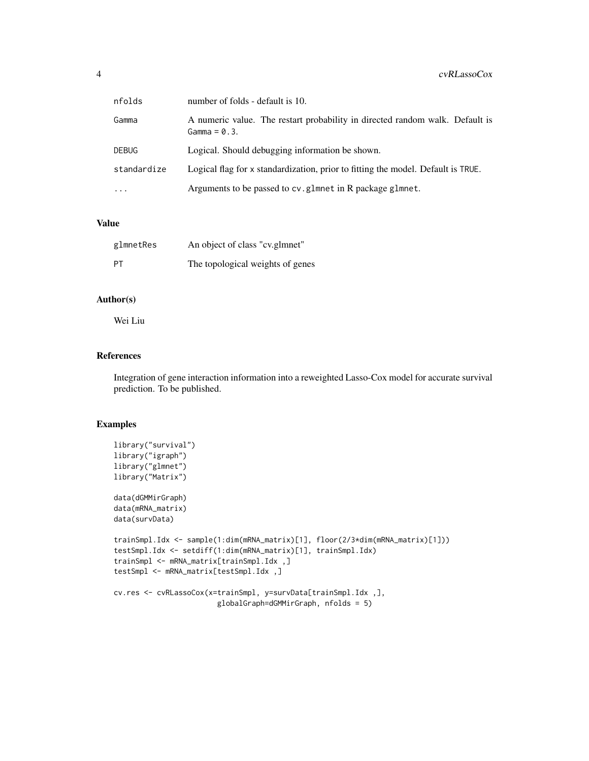| | |
|---|---|
| nfolds | number of folds - default is 10. |
| Gamma | A numeric value. The restart probability in directed random walk. Default is Gamma = 0.3. |
| DEBUG | Logical. Should debugging information be shown. |
| standardize | Logical flag for x standardization, prior to fitting the model. Default is TRUE. |
| ... | Arguments to be passed to cv.glmnet in R package glmnet. |

## Value

| | |
|---|---|
| glmnetRes | An object of class "cv.glmnet" |
| PT | The topological weights of genes |

## Author(s)

Wei Liu

## References

Integration of gene interaction information into a reweighted Lasso-Cox model for accurate survival prediction. To be published.

## Examples

```
library("survival")
library("igraph")
library("glmnet")
library("Matrix")

data(dGMMirGraph)
data(mRNA_matrix)
data(survData)

trainSmpl.Idx <- sample(1:dim(mRNA_matrix)[1], floor(2/3*dim(mRNA_matrix)[1]))
testSmpl.Idx <- setdiff(1:dim(mRNA_matrix)[1], trainSmpl.Idx)
trainSmpl <- mRNA_matrix[trainSmpl.Idx ,]
testSmpl <- mRNA_matrix[testSmpl.Idx ,]

cv.res <- cvRLassoCox(x=trainSmpl, y=survData[trainSmpl.Idx ,],
                      globalGraph=dGMMirGraph, nfolds = 5)
```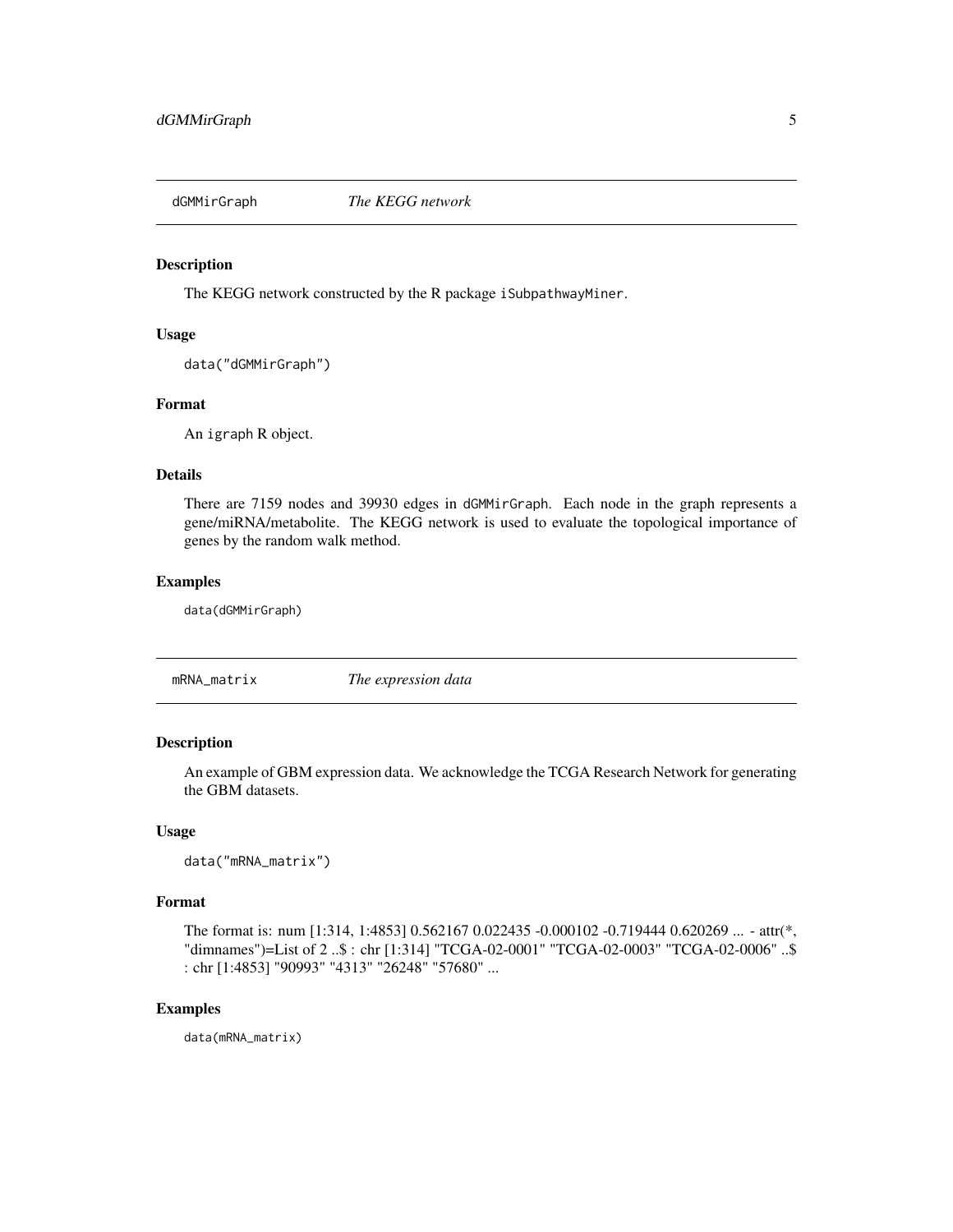## dGMMirGraph *The KEGG network*

### Description

The KEGG network constructed by the R package iSubpathwayMiner.

### Usage

```
data("dGMMirGraph")
```

### Format

An igraph R object.

### Details

There are 7159 nodes and 39930 edges in dGMMirGraph. Each node in the graph represents a gene/miRNA/metabolite. The KEGG network is used to evaluate the topological importance of genes by the random walk method.

### Examples

```
data(dGMMirGraph)
```

## mRNA_matrix *The expression data*

### Description

An example of GBM expression data. We acknowledge the TCGA Research Network for generating the GBM datasets.

### Usage

```
data("mRNA_matrix")
```

### Format

The format is: num [1:314, 1:4853] 0.562167 0.022435 -0.000102 -0.719444 0.620269 ... - attr(*, "dimnames")=List of 2 ..$ : chr [1:314] "TCGA-02-0001" "TCGA-02-0003" "TCGA-02-0006" ..$ : chr [1:4853] "90993" "4313" "26248" "57680" ...

### Examples

```
data(mRNA_matrix)
```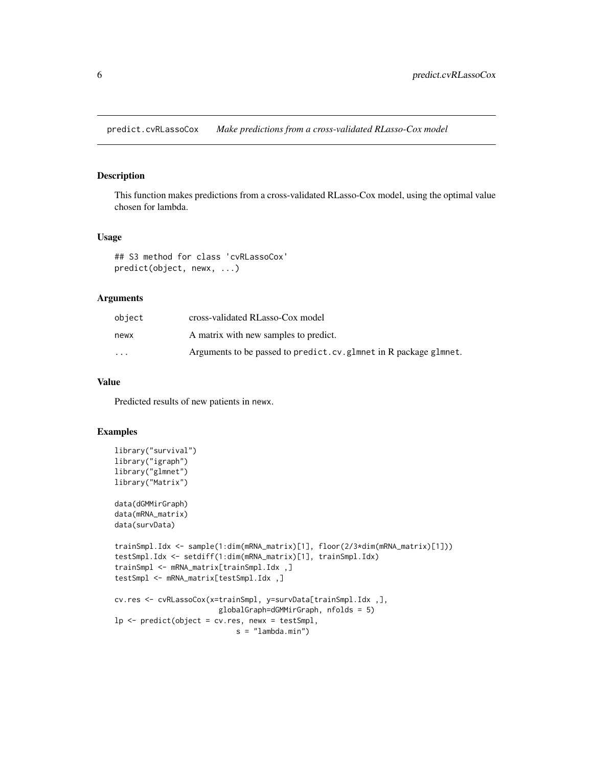# predict.cvRLassoCox — *Make predictions from a cross-validated RLasso-Cox model*

## Description

This function makes predictions from a cross-validated RLasso-Cox model, using the optimal value chosen for lambda.

## Usage

```
## S3 method for class 'cvRLassoCox'
predict(object, newx, ...)
```

## Arguments

| | |
|---|---|
| object | cross-validated RLasso-Cox model |
| newx | A matrix with new samples to predict. |
| ... | Arguments to be passed to `predict.cv.glmnet` in R package `glmnet`. |

## Value

Predicted results of new patients in `newx`.

## Examples

```
library("survival")
library("igraph")
library("glmnet")
library("Matrix")

data(dGMMirGraph)
data(mRNA_matrix)
data(survData)

trainSmpl.Idx <- sample(1:dim(mRNA_matrix)[1], floor(2/3*dim(mRNA_matrix)[1]))
testSmpl.Idx <- setdiff(1:dim(mRNA_matrix)[1], trainSmpl.Idx)
trainSmpl <- mRNA_matrix[trainSmpl.Idx ,]
testSmpl <- mRNA_matrix[testSmpl.Idx ,]

cv.res <- cvRLassoCox(x=trainSmpl, y=survData[trainSmpl.Idx ,],
                      globalGraph=dGMMirGraph, nfolds = 5)
lp <- predict(object = cv.res, newx = testSmpl,
                         s = "lambda.min")
```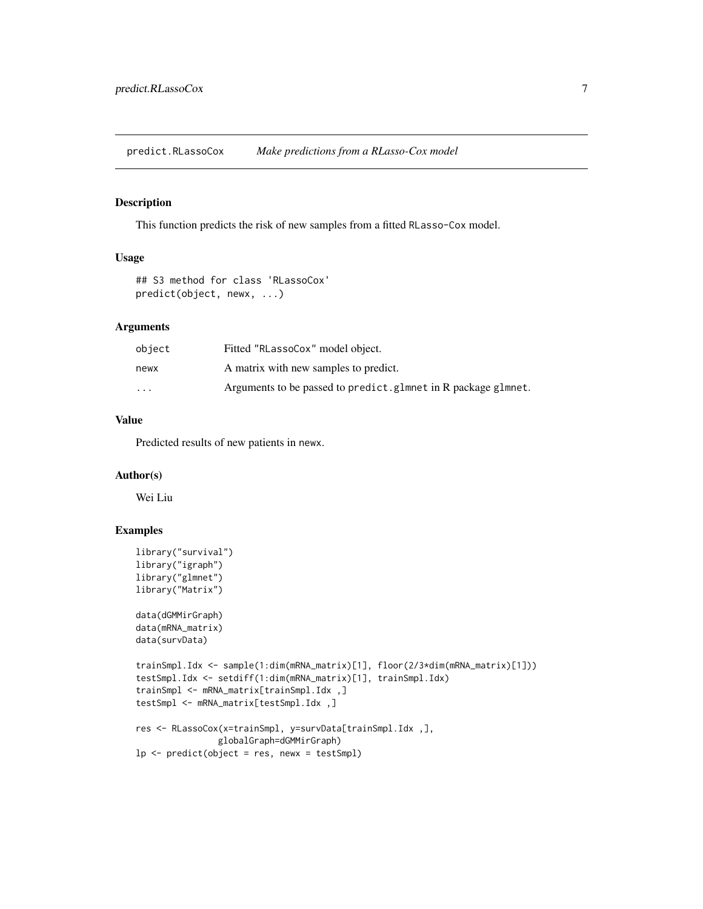# predict.RLassoCox — *Make predictions from a RLasso-Cox model*

## Description

This function predicts the risk of new samples from a fitted `RLasso-Cox` model.

## Usage

```
## S3 method for class 'RLassoCox'
predict(object, newx, ...)
```

## Arguments

| | |
|---|---|
| `object` | Fitted "RLassoCox" model object. |
| `newx` | A matrix with new samples to predict. |
| `...` | Arguments to be passed to `predict.glmnet` in R package `glmnet`. |

## Value

Predicted results of new patients in `newx`.

## Author(s)

Wei Liu

## Examples

```
library("survival")
library("igraph")
library("glmnet")
library("Matrix")

data(dGMMirGraph)
data(mRNA_matrix)
data(survData)

trainSmpl.Idx <- sample(1:dim(mRNA_matrix)[1], floor(2/3*dim(mRNA_matrix)[1]))
testSmpl.Idx <- setdiff(1:dim(mRNA_matrix)[1], trainSmpl.Idx)
trainSmpl <- mRNA_matrix[trainSmpl.Idx ,]
testSmpl <- mRNA_matrix[testSmpl.Idx ,]

res <- RLassoCox(x=trainSmpl, y=survData[trainSmpl.Idx ,],
              globalGraph=dGMMirGraph)
lp <- predict(object = res, newx = testSmpl)
```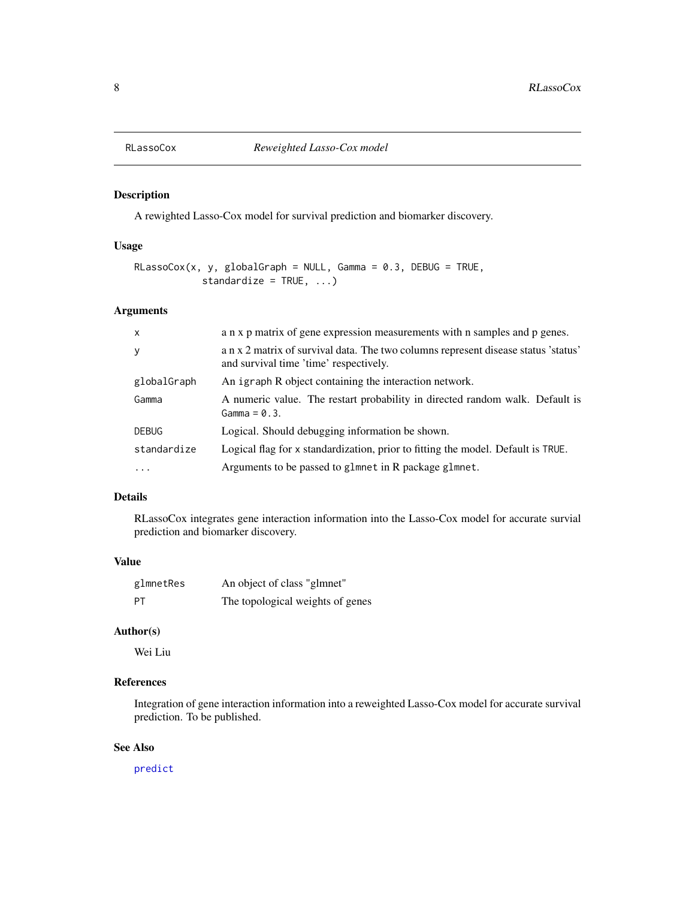RLassoCox *Reweighted Lasso-Cox model*

## Description

A rwighted Lasso-Cox model for survival prediction and biomarker discovery.

## Usage

```
RLassoCox(x, y, globalGraph = NULL, Gamma = 0.3, DEBUG = TRUE,
          standardize = TRUE, ...)
```

## Arguments

| | |
|---|---|
| `x` | a n x p matrix of gene expression measurements with n samples and p genes. |
| `y` | a n x 2 matrix of survival data. The two columns represent disease status 'status' and survival time 'time' respectively. |
| `globalGraph` | An `igraph` R object containing the interaction network. |
| `Gamma` | A numeric value. The restart probability in directed random walk. Default is `Gamma = 0.3`. |
| `DEBUG` | Logical. Should debugging information be shown. |
| `standardize` | Logical flag for `x` standardization, prior to fitting the model. Default is `TRUE`. |
| `...` | Arguments to be passed to `glmnet` in R package `glmnet`. |

## Details

RLassoCox integrates gene interaction information into the Lasso-Cox model for accurate survial prediction and biomarker discovery.

## Value

| | |
|---|---|
| `glmnetRes` | An object of class "glmnet" |
| `PT` | The topological weights of genes |

## Author(s)

Wei Liu

## References

Integration of gene interaction information into a reweighted Lasso-Cox model for accurate survival prediction. To be published.

## See Also

predict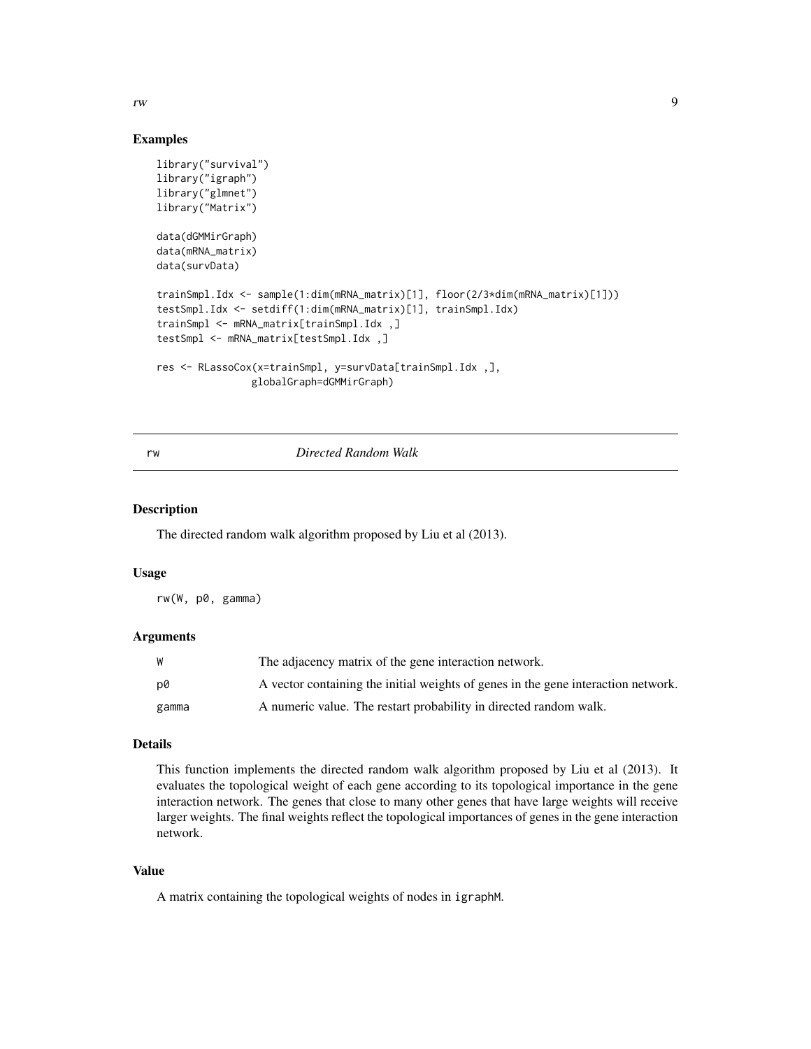### Examples

```
library("survival")
library("igraph")
library("glmnet")
library("Matrix")

data(dGMMirGraph)
data(mRNA_matrix)
data(survData)

trainSmpl.Idx <- sample(1:dim(mRNA_matrix)[1], floor(2/3*dim(mRNA_matrix)[1]))
testSmpl.Idx <- setdiff(1:dim(mRNA_matrix)[1], trainSmpl.Idx)
trainSmpl <- mRNA_matrix[trainSmpl.Idx ,]
testSmpl <- mRNA_matrix[testSmpl.Idx ,]

res <- RLassoCox(x=trainSmpl, y=survData[trainSmpl.Idx ,],
                globalGraph=dGMMirGraph)
```

---

## rw *Directed Random Walk*

### Description

The directed random walk algorithm proposed by Liu et al (2013).

### Usage

```
rw(W, p0, gamma)
```

### Arguments

| | |
|---|---|
| `W` | The adjacency matrix of the gene interaction network. |
| `p0` | A vector containing the initial weights of genes in the gene interaction network. |
| `gamma` | A numeric value. The restart probability in directed random walk. |

### Details

This function implements the directed random walk algorithm proposed by Liu et al (2013). It evaluates the topological weight of each gene according to its topological importance in the gene interaction network. The genes that close to many other genes that have large weights will receive larger weights. The final weights reflect the topological importances of genes in the gene interaction network.

### Value

A matrix containing the topological weights of nodes in `igraphM`.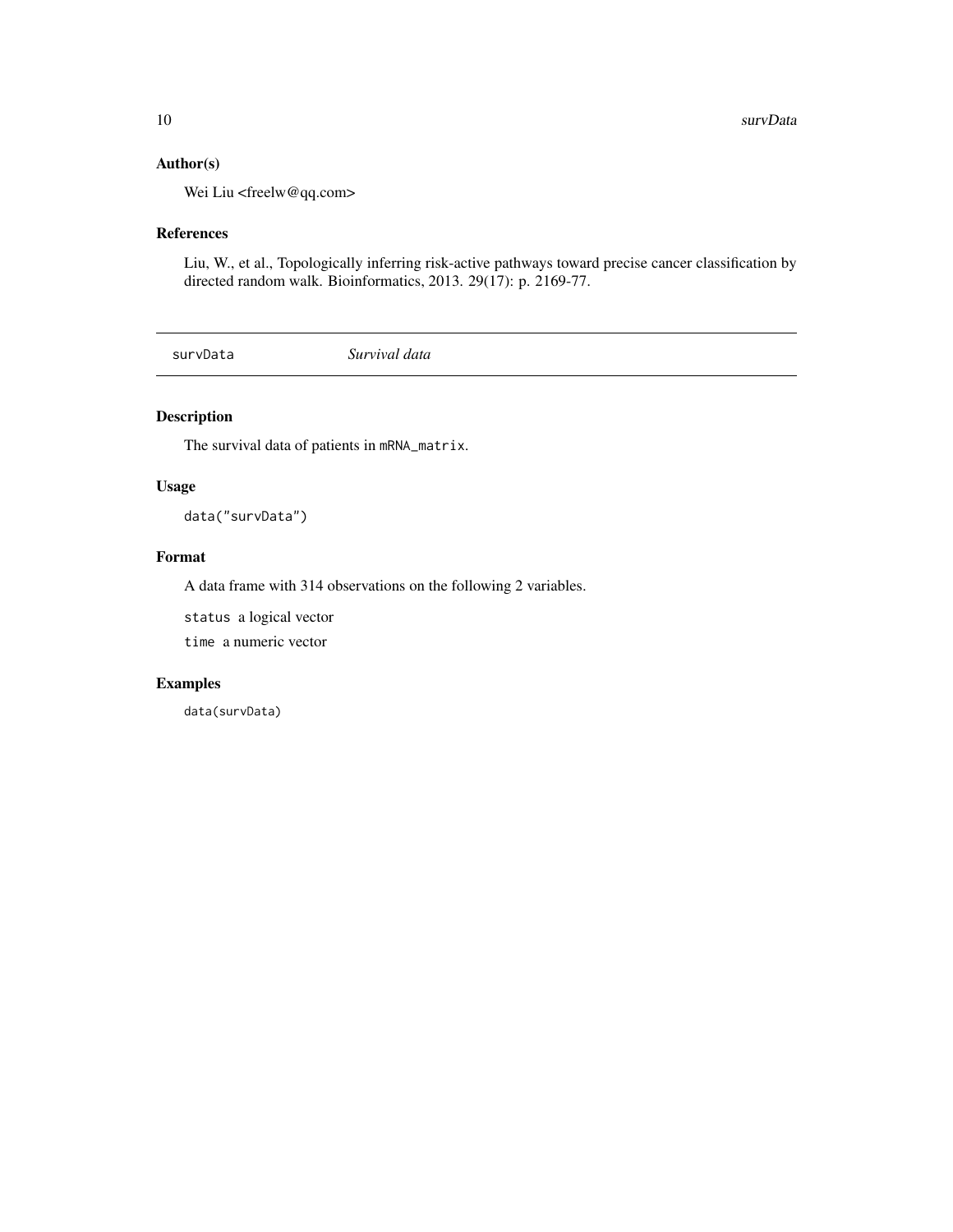### Author(s)

Wei Liu <freelw@qq.com>

### References

Liu, W., et al., Topologically inferring risk-active pathways toward precise cancer classification by directed random walk. Bioinformatics, 2013. 29(17): p. 2169-77.

---

## survData *Survival data*

---

### Description

The survival data of patients in `mRNA_matrix`.

### Usage

```
data("survData")
```

### Format

A data frame with 314 observations on the following 2 variables.

`status` a logical vector

`time` a numeric vector

### Examples

```
data(survData)
```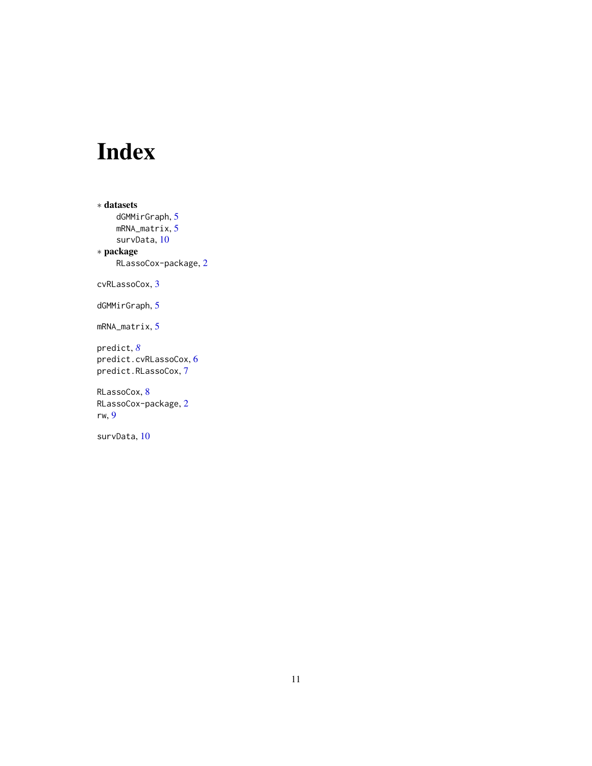# Index

∗ **datasets**
 dGMMirGraph, 5
 mRNA_matrix, 5
 survData, 10

∗ **package**
 RLassoCox-package, 2

cvRLassoCox, 3

dGMMirGraph, 5

mRNA_matrix, 5

predict, *8*
predict.cvRLassoCox, 6
predict.RLassoCox, 7

RLassoCox, 8
RLassoCox-package, 2
rw, 9

survData, 10